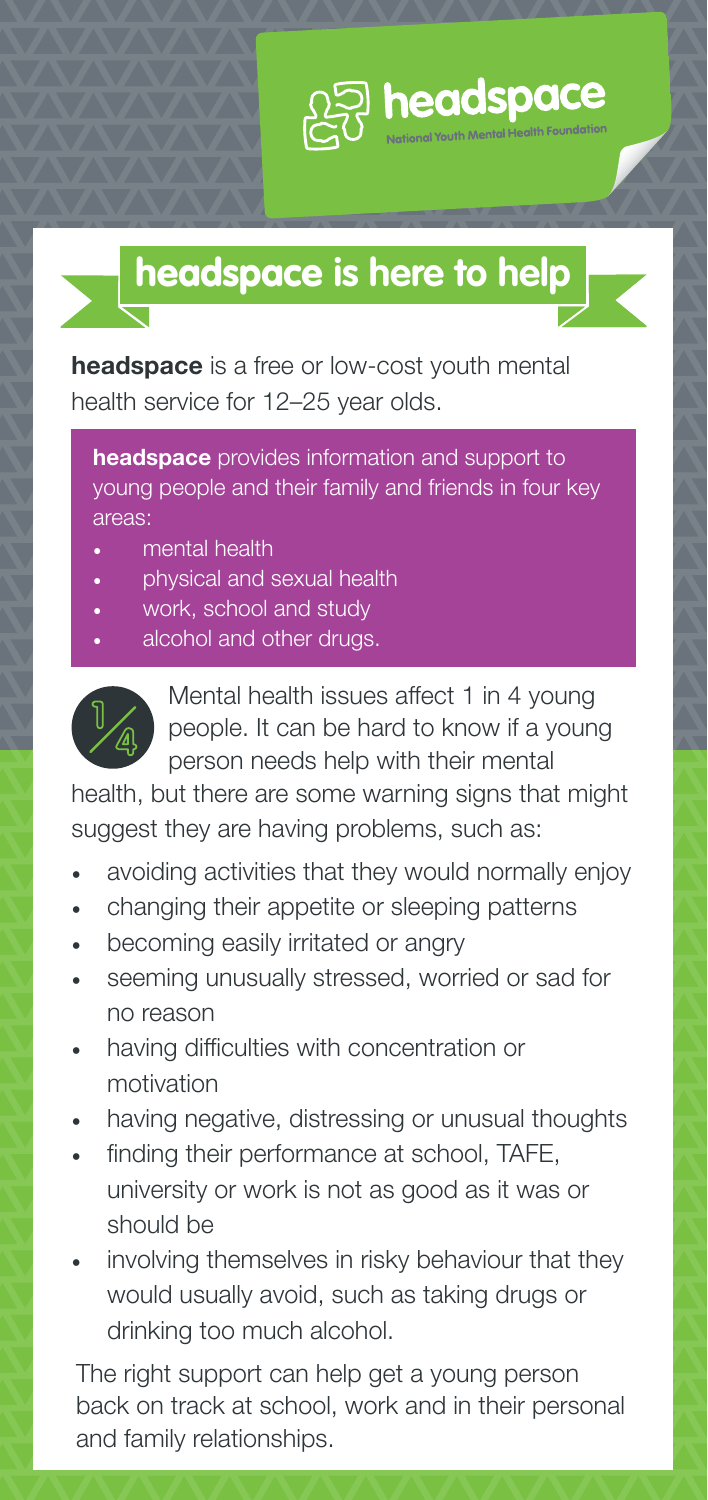**headspace**

National Youth Mental Health Foundation

# headspace is here to help

**headspace** is a free or low-cost youth mental health service for 12–25 year olds.

**headspace** provides information and support to young people and their family and friends in four key areas:

- mental health
- physical and sexual health
- work, school and study
- alcohol and other drugs.

1/4

Mental health issues affect 1 in 4 young people. It can be hard to know if a young person needs help with their mental health, but there are some warning signs that might suggest they are having problems, such as:

- avoiding activities that they would normally enjoy
- changing their appetite or sleeping patterns
- becoming easily irritated or angry
- seeming unusually stressed, worried or sad for no reason
- having difficulties with concentration or motivation
- having negative, distressing or unusual thoughts
- finding their performance at school, TAFE, university or work is not as good as it was or should be
- involving themselves in risky behaviour that they would usually avoid, such as taking drugs or drinking too much alcohol.

The right support can help get a young person back on track at school, work and in their personal and family relationships.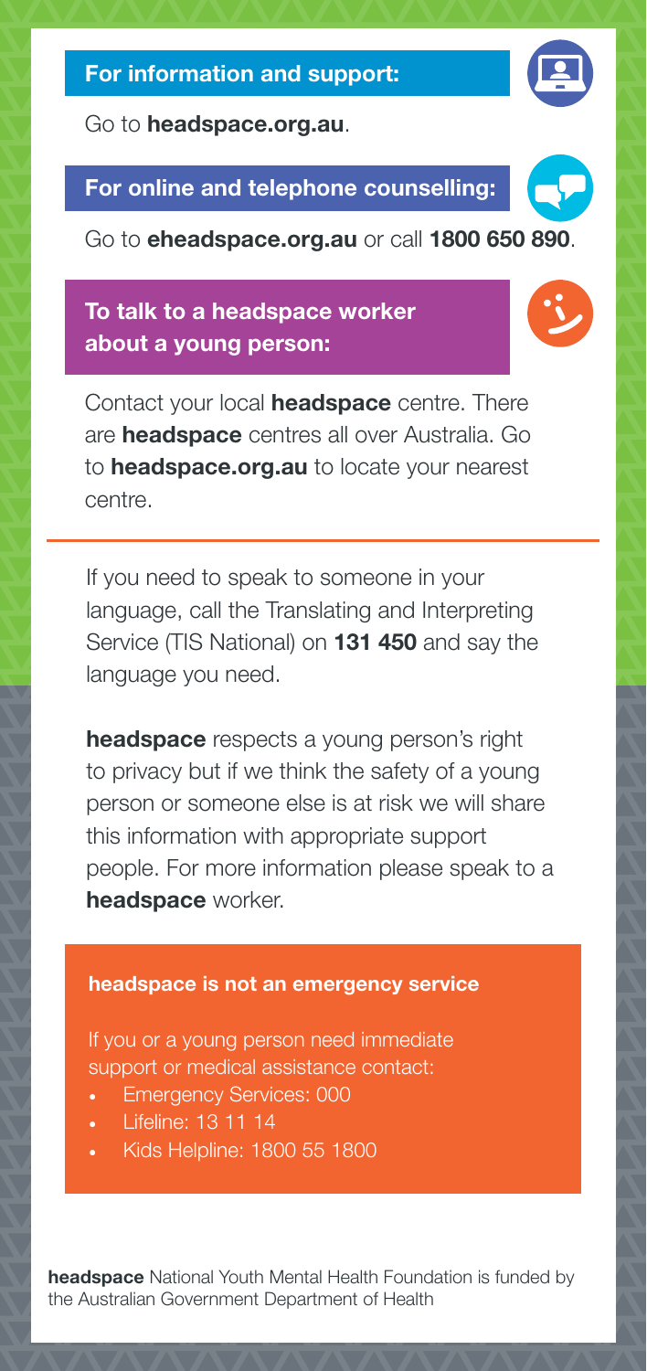## For information and support:

Go to **headspace.org.au**.

## For online and telephone counselling:

Go to **eheadspace.org.au** or call **1800 650 890**.

## To talk to a headspace worker about a young person:

Contact your local **headspace** centre. There are **headspace** centres all over Australia. Go to **headspace.org.au** to locate your nearest centre.

---

If you need to speak to someone in your language, call the Translating and Interpreting Service (TIS National) on **131 450** and say the language you need.

**headspace** respects a young person's right to privacy but if we think the safety of a young person or someone else is at risk we will share this information with appropriate support people. For more information please speak to a **headspace** worker.

### headspace is not an emergency service

If you or a young person need immediate support or medical assistance contact:

- Emergency Services: 000
- Lifeline: 13 11 14
- Kids Helpline: 1800 55 1800

**headspace** National Youth Mental Health Foundation is funded by the Australian Government Department of Health